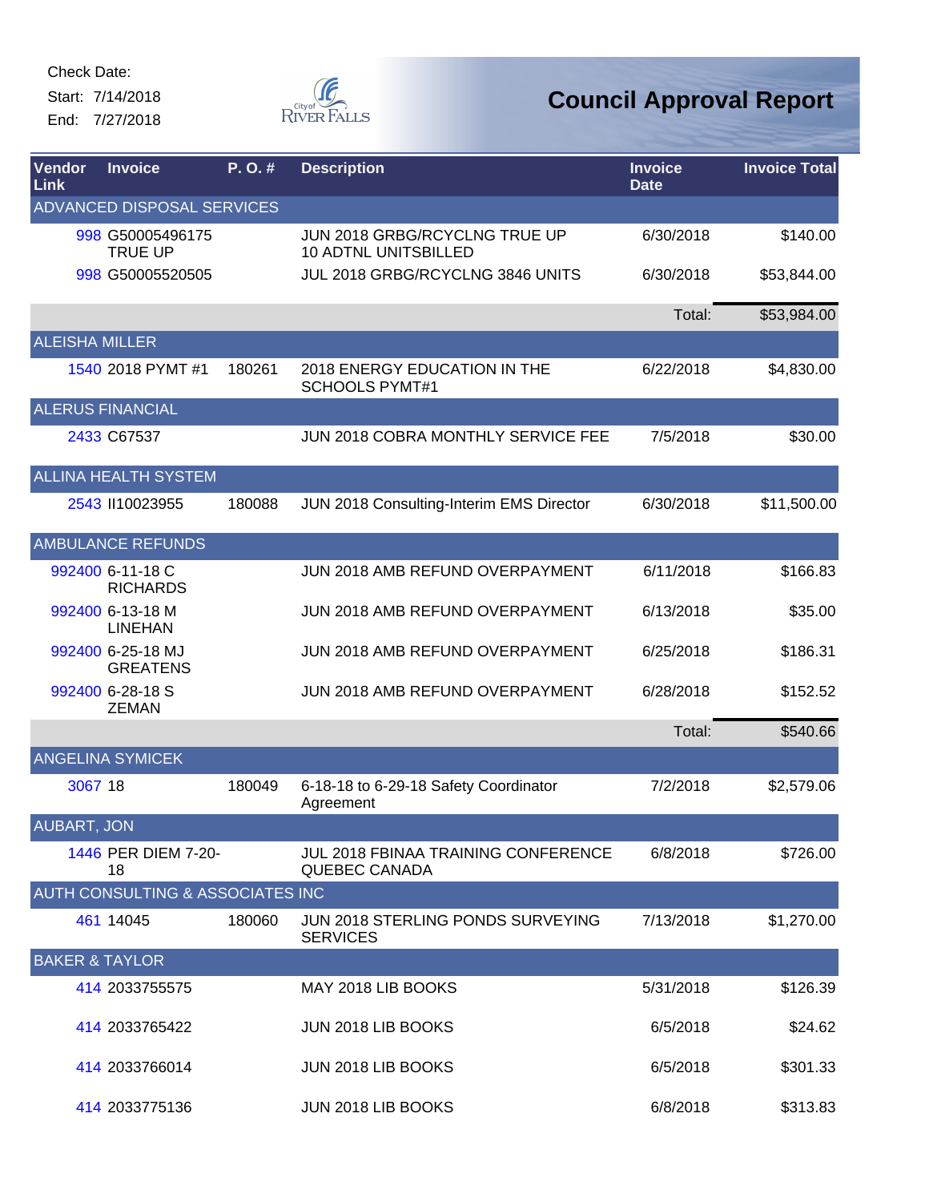Check Date:
Start: 7/14/2018
End: 7/27/2018

City of River Falls

# Council Approval Report

| Vendor Link | Invoice | P. O. # | Description | Invoice Date | Invoice Total |
|---|---|---|---|---|---|
| ADVANCED DISPOSAL SERVICES | | | | | |
| 998 | G50005496175 TRUE UP | | JUN 2018 GRBG/RCYCLNG TRUE UP 10 ADTNL UNITSBILLED | 6/30/2018 | $140.00 |
| 998 | G50005520505 | | JUL 2018 GRBG/RCYCLNG 3846 UNITS | 6/30/2018 | $53,844.00 |
| | | | | Total: | $53,984.00 |
| ALEISHA MILLER | | | | | |
| 1540 | 2018 PYMT #1 | 180261 | 2018 ENERGY EDUCATION IN THE SCHOOLS PYMT#1 | 6/22/2018 | $4,830.00 |
| ALERUS FINANCIAL | | | | | |
| 2433 | C67537 | | JUN 2018 COBRA MONTHLY SERVICE FEE | 7/5/2018 | $30.00 |
| ALLINA HEALTH SYSTEM | | | | | |
| 2543 | II10023955 | 180088 | JUN 2018 Consulting-Interim EMS Director | 6/30/2018 | $11,500.00 |
| AMBULANCE REFUNDS | | | | | |
| 992400 | 6-11-18 C RICHARDS | | JUN 2018 AMB REFUND OVERPAYMENT | 6/11/2018 | $166.83 |
| 992400 | 6-13-18 M LINEHAN | | JUN 2018 AMB REFUND OVERPAYMENT | 6/13/2018 | $35.00 |
| 992400 | 6-25-18 MJ GREATENS | | JUN 2018 AMB REFUND OVERPAYMENT | 6/25/2018 | $186.31 |
| 992400 | 6-28-18 S ZEMAN | | JUN 2018 AMB REFUND OVERPAYMENT | 6/28/2018 | $152.52 |
| | | | | Total: | $540.66 |
| ANGELINA SYMICEK | | | | | |
| 3067 | 18 | 180049 | 6-18-18 to 6-29-18 Safety Coordinator Agreement | 7/2/2018 | $2,579.06 |
| AUBART, JON | | | | | |
| 1446 | PER DIEM 7-20-18 | | JUL 2018 FBINAA TRAINING CONFERENCE QUEBEC CANADA | 6/8/2018 | $726.00 |
| AUTH CONSULTING & ASSOCIATES INC | | | | | |
| 461 | 14045 | 180060 | JUN 2018 STERLING PONDS SURVEYING SERVICES | 7/13/2018 | $1,270.00 |
| BAKER & TAYLOR | | | | | |
| 414 | 2033755575 | | MAY 2018 LIB BOOKS | 5/31/2018 | $126.39 |
| 414 | 2033765422 | | JUN 2018 LIB BOOKS | 6/5/2018 | $24.62 |
| 414 | 2033766014 | | JUN 2018 LIB BOOKS | 6/5/2018 | $301.33 |
| 414 | 2033775136 | | JUN 2018 LIB BOOKS | 6/8/2018 | $313.83 |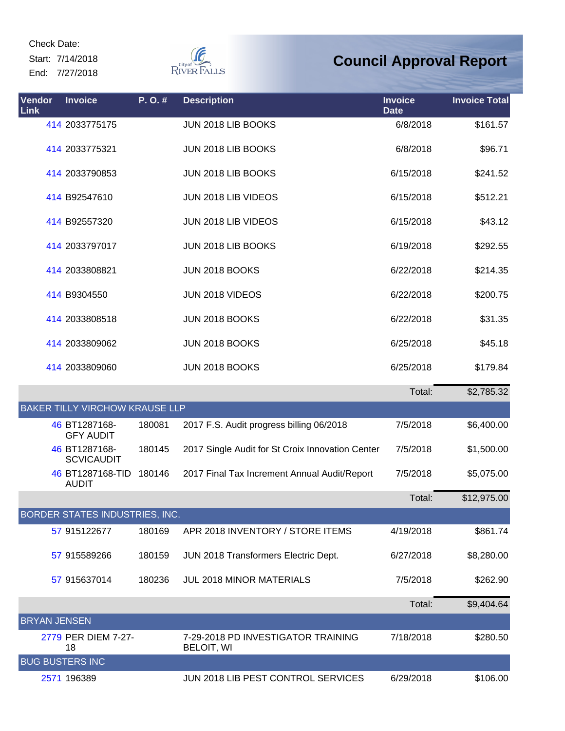Check Date:

Start: 7/14/2018

End: 7/27/2018

City of River Falls

# Council Approval Report

| Vendor Link | Invoice | P. O. # | Description | Invoice Date | Invoice Total |
|---|---|---|---|---|---|
| 414 | 2033775175 | | JUN 2018 LIB BOOKS | 6/8/2018 | $161.57 |
| 414 | 2033775321 | | JUN 2018 LIB BOOKS | 6/8/2018 | $96.71 |
| 414 | 2033790853 | | JUN 2018 LIB BOOKS | 6/15/2018 | $241.52 |
| 414 | B92547610 | | JUN 2018 LIB VIDEOS | 6/15/2018 | $512.21 |
| 414 | B92557320 | | JUN 2018 LIB VIDEOS | 6/15/2018 | $43.12 |
| 414 | 2033797017 | | JUN 2018 LIB BOOKS | 6/19/2018 | $292.55 |
| 414 | 2033808821 | | JUN 2018 BOOKS | 6/22/2018 | $214.35 |
| 414 | B9304550 | | JUN 2018 VIDEOS | 6/22/2018 | $200.75 |
| 414 | 2033808518 | | JUN 2018 BOOKS | 6/22/2018 | $31.35 |
| 414 | 2033809062 | | JUN 2018 BOOKS | 6/25/2018 | $45.18 |
| 414 | 2033809060 | | JUN 2018 BOOKS | 6/25/2018 | $179.84 |
| | | | | Total: | $2,785.32 |
| **BAKER TILLY VIRCHOW KRAUSE LLP** | | | | | |
| 46 | BT1287168-GFY AUDIT | 180081 | 2017 F.S. Audit progress billing 06/2018 | 7/5/2018 | $6,400.00 |
| 46 | BT1287168-SCVICAUDIT | 180145 | 2017 Single Audit for St Croix Innovation Center | 7/5/2018 | $1,500.00 |
| 46 | BT1287168-TID AUDIT | 180146 | 2017 Final Tax Increment Annual Audit/Report | 7/5/2018 | $5,075.00 |
| | | | | Total: | $12,975.00 |
| **BORDER STATES INDUSTRIES, INC.** | | | | | |
| 57 | 915122677 | 180169 | APR 2018 INVENTORY / STORE ITEMS | 4/19/2018 | $861.74 |
| 57 | 915589266 | 180159 | JUN 2018 Transformers Electric Dept. | 6/27/2018 | $8,280.00 |
| 57 | 915637014 | 180236 | JUL 2018 MINOR MATERIALS | 7/5/2018 | $262.90 |
| | | | | Total: | $9,404.64 |
| **BRYAN JENSEN** | | | | | |
| 2779 | PER DIEM 7-27-18 | | 7-29-2018 PD INVESTIGATOR TRAINING BELOIT, WI | 7/18/2018 | $280.50 |
| **BUG BUSTERS INC** | | | | | |
| 2571 | 196389 | | JUN 2018 LIB PEST CONTROL SERVICES | 6/29/2018 | $106.00 |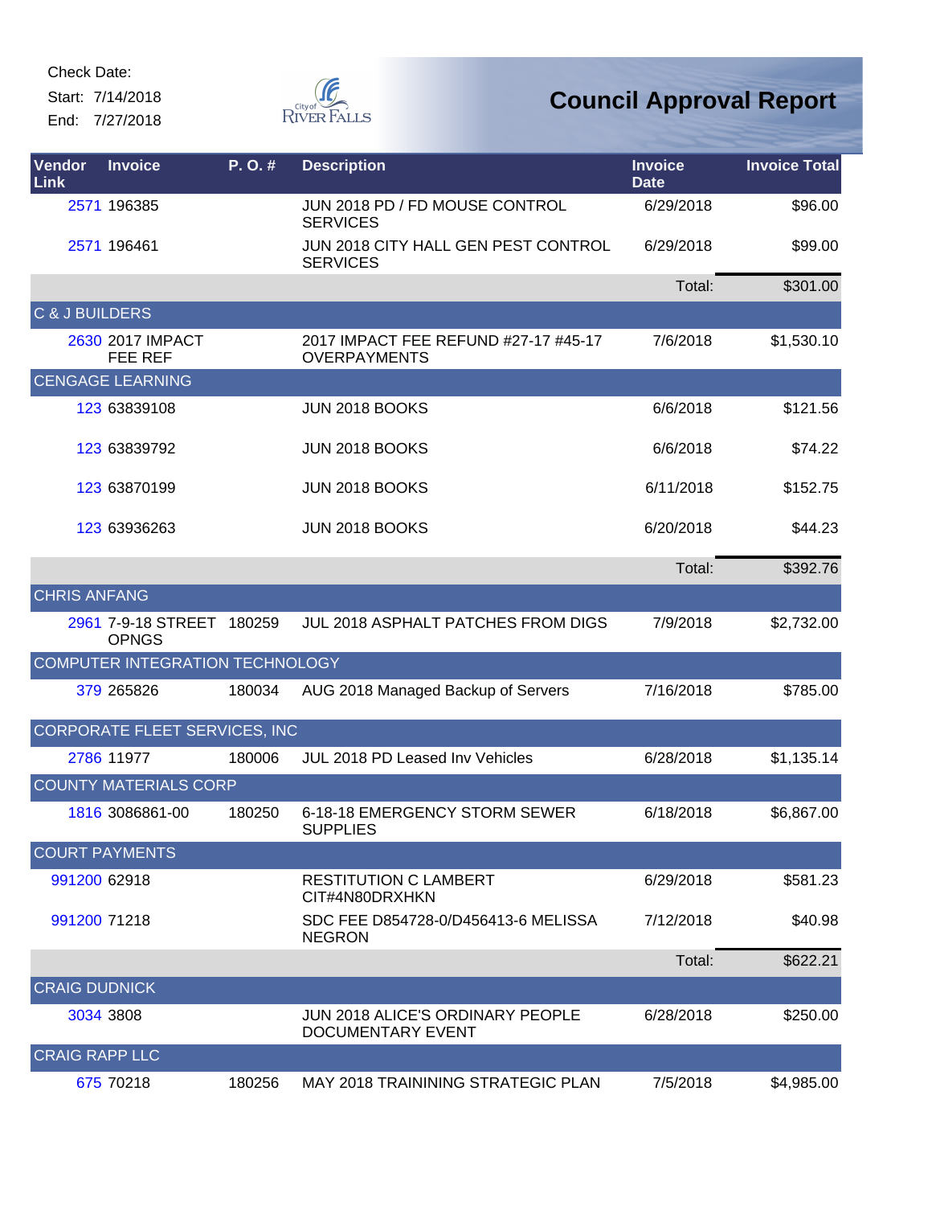Check Date:

Start: 7/14/2018

End: 7/27/2018

# Council Approval Report

| Vendor Link | Invoice | P. O. # | Description | Invoice Date | Invoice Total |
|---|---|---|---|---|---|
| 2571 | 196385 | | JUN 2018 PD / FD MOUSE CONTROL SERVICES | 6/29/2018 | $96.00 |
| 2571 | 196461 | | JUN 2018 CITY HALL GEN PEST CONTROL SERVICES | 6/29/2018 | $99.00 |
| | | | | Total: | $301.00 |
| C & J BUILDERS | | | | | |
| 2630 | 2017 IMPACT FEE REF | | 2017 IMPACT FEE REFUND #27-17 #45-17 OVERPAYMENTS | 7/6/2018 | $1,530.10 |
| CENGAGE LEARNING | | | | | |
| 123 | 63839108 | | JUN 2018 BOOKS | 6/6/2018 | $121.56 |
| 123 | 63839792 | | JUN 2018 BOOKS | 6/6/2018 | $74.22 |
| 123 | 63870199 | | JUN 2018 BOOKS | 6/11/2018 | $152.75 |
| 123 | 63936263 | | JUN 2018 BOOKS | 6/20/2018 | $44.23 |
| | | | | Total: | $392.76 |
| CHRIS ANFANG | | | | | |
| 2961 | 7-9-18 STREET OPNGS | 180259 | JUL 2018 ASPHALT PATCHES FROM DIGS | 7/9/2018 | $2,732.00 |
| COMPUTER INTEGRATION TECHNOLOGY | | | | | |
| 379 | 265826 | 180034 | AUG 2018 Managed Backup of Servers | 7/16/2018 | $785.00 |
| CORPORATE FLEET SERVICES, INC | | | | | |
| 2786 | 11977 | 180006 | JUL 2018 PD Leased Inv Vehicles | 6/28/2018 | $1,135.14 |
| COUNTY MATERIALS CORP | | | | | |
| 1816 | 3086861-00 | 180250 | 6-18-18 EMERGENCY STORM SEWER SUPPLIES | 6/18/2018 | $6,867.00 |
| COURT PAYMENTS | | | | | |
| 991200 | 62918 | | RESTITUTION C LAMBERT CIT#4N80DRXHKN | 6/29/2018 | $581.23 |
| 991200 | 71218 | | SDC FEE D854728-0/D456413-6 MELISSA NEGRON | 7/12/2018 | $40.98 |
| | | | | Total: | $622.21 |
| CRAIG DUDNICK | | | | | |
| 3034 | 3808 | | JUN 2018 ALICE'S ORDINARY PEOPLE DOCUMENTARY EVENT | 6/28/2018 | $250.00 |
| CRAIG RAPP LLC | | | | | |
| 675 | 70218 | 180256 | MAY 2018 TRAININING STRATEGIC PLAN | 7/5/2018 | $4,985.00 |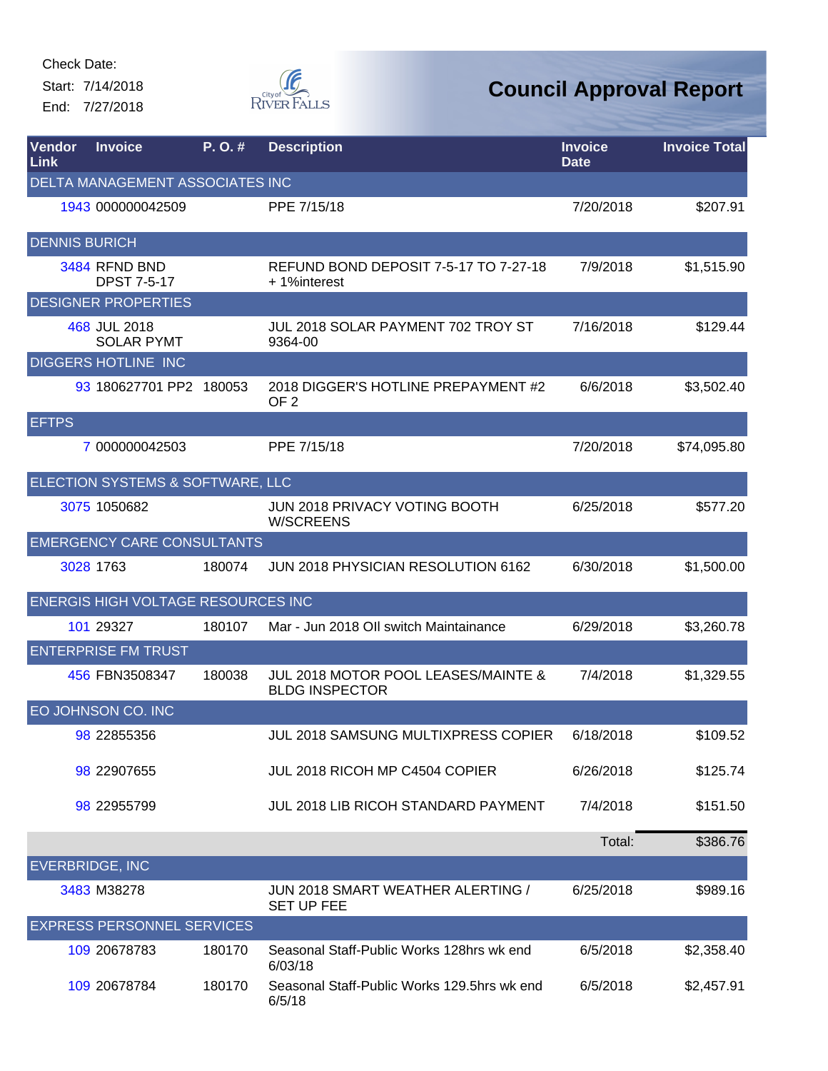Check Date:

Start: 7/14/2018

End: 7/27/2018

# Council Approval Report

| Vendor Link | Invoice | P. O. # | Description | Invoice Date | Invoice Total |
|---|---|---|---|---|---|
| **DELTA MANAGEMENT ASSOCIATES INC** | | | | | |
| 1943 | 000000042509 | | PPE 7/15/18 | 7/20/2018 | $207.91 |
| **DENNIS BURICH** | | | | | |
| 3484 | RFND BND DPST 7-5-17 | | REFUND BOND DEPOSIT 7-5-17 TO 7-27-18 + 1%interest | 7/9/2018 | $1,515.90 |
| **DESIGNER PROPERTIES** | | | | | |
| 468 | JUL 2018 SOLAR PYMT | | JUL 2018 SOLAR PAYMENT 702 TROY ST 9364-00 | 7/16/2018 | $129.44 |
| **DIGGERS HOTLINE INC** | | | | | |
| 93 | 180627701 PP2 | 180053 | 2018 DIGGER'S HOTLINE PREPAYMENT #2 OF 2 | 6/6/2018 | $3,502.40 |
| **EFTPS** | | | | | |
| 7 | 000000042503 | | PPE 7/15/18 | 7/20/2018 | $74,095.80 |
| **ELECTION SYSTEMS & SOFTWARE, LLC** | | | | | |
| 3075 | 1050682 | | JUN 2018 PRIVACY VOTING BOOTH W/SCREENS | 6/25/2018 | $577.20 |
| **EMERGENCY CARE CONSULTANTS** | | | | | |
| 3028 | 1763 | 180074 | JUN 2018 PHYSICIAN RESOLUTION 6162 | 6/30/2018 | $1,500.00 |
| **ENERGIS HIGH VOLTAGE RESOURCES INC** | | | | | |
| 101 | 29327 | 180107 | Mar - Jun 2018 OIl switch Maintainance | 6/29/2018 | $3,260.78 |
| **ENTERPRISE FM TRUST** | | | | | |
| 456 | FBN3508347 | 180038 | JUL 2018 MOTOR POOL LEASES/MAINTE & BLDG INSPECTOR | 7/4/2018 | $1,329.55 |
| **EO JOHNSON CO. INC** | | | | | |
| 98 | 22855356 | | JUL 2018 SAMSUNG MULTIXPRESS COPIER | 6/18/2018 | $109.52 |
| 98 | 22907655 | | JUL 2018 RICOH MP C4504 COPIER | 6/26/2018 | $125.74 |
| 98 | 22955799 | | JUL 2018 LIB RICOH STANDARD PAYMENT | 7/4/2018 | $151.50 |
| | | | | Total: | $386.76 |
| **EVERBRIDGE, INC** | | | | | |
| 3483 | M38278 | | JUN 2018 SMART WEATHER ALERTING / SET UP FEE | 6/25/2018 | $989.16 |
| **EXPRESS PERSONNEL SERVICES** | | | | | |
| 109 | 20678783 | 180170 | Seasonal Staff-Public Works 128hrs wk end 6/03/18 | 6/5/2018 | $2,358.40 |
| 109 | 20678784 | 180170 | Seasonal Staff-Public Works 129.5hrs wk end 6/5/18 | 6/5/2018 | $2,457.91 |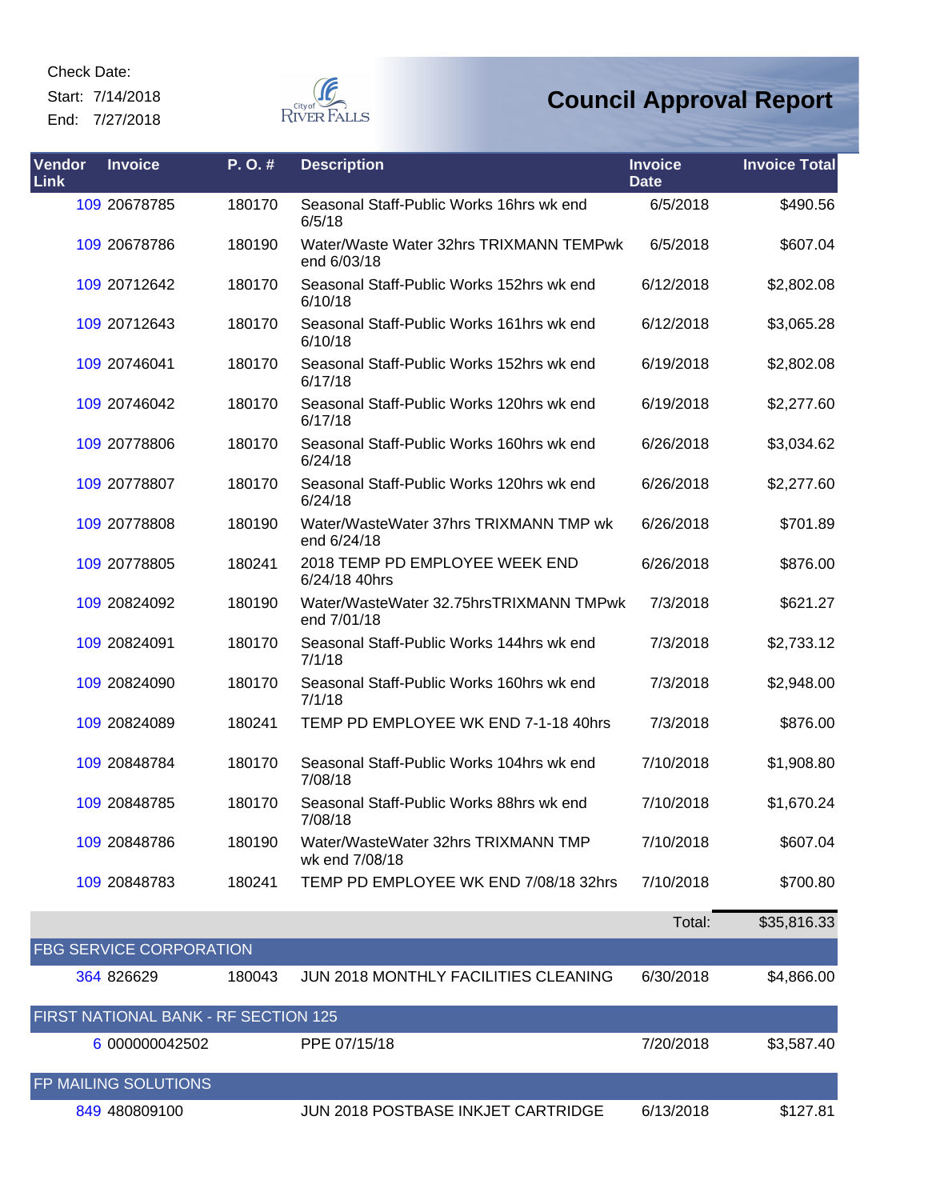Check Date:

Start: 7/14/2018

End: 7/27/2018

# Council Approval Report

| Vendor Link | Invoice | P. O. # | Description | Invoice Date | Invoice Total |
|---|---|---|---|---|---|
| 109 | 20678785 | 180170 | Seasonal Staff-Public Works 16hrs wk end 6/5/18 | 6/5/2018 | $490.56 |
| 109 | 20678786 | 180190 | Water/Waste Water 32hrs TRIXMANN TEMPwk end 6/03/18 | 6/5/2018 | $607.04 |
| 109 | 20712642 | 180170 | Seasonal Staff-Public Works 152hrs wk end 6/10/18 | 6/12/2018 | $2,802.08 |
| 109 | 20712643 | 180170 | Seasonal Staff-Public Works 161hrs wk end 6/10/18 | 6/12/2018 | $3,065.28 |
| 109 | 20746041 | 180170 | Seasonal Staff-Public Works 152hrs wk end 6/17/18 | 6/19/2018 | $2,802.08 |
| 109 | 20746042 | 180170 | Seasonal Staff-Public Works 120hrs wk end 6/17/18 | 6/19/2018 | $2,277.60 |
| 109 | 20778806 | 180170 | Seasonal Staff-Public Works 160hrs wk end 6/24/18 | 6/26/2018 | $3,034.62 |
| 109 | 20778807 | 180170 | Seasonal Staff-Public Works 120hrs wk end 6/24/18 | 6/26/2018 | $2,277.60 |
| 109 | 20778808 | 180190 | Water/WasteWater 37hrs TRIXMANN TMP wk end 6/24/18 | 6/26/2018 | $701.89 |
| 109 | 20778805 | 180241 | 2018 TEMP PD EMPLOYEE WEEK END 6/24/18 40hrs | 6/26/2018 | $876.00 |
| 109 | 20824092 | 180190 | Water/WasteWater 32.75hrsTRIXMANN TMPwk end 7/01/18 | 7/3/2018 | $621.27 |
| 109 | 20824091 | 180170 | Seasonal Staff-Public Works 144hrs wk end 7/1/18 | 7/3/2018 | $2,733.12 |
| 109 | 20824090 | 180170 | Seasonal Staff-Public Works 160hrs wk end 7/1/18 | 7/3/2018 | $2,948.00 |
| 109 | 20824089 | 180241 | TEMP PD EMPLOYEE WK END 7-1-18 40hrs | 7/3/2018 | $876.00 |
| 109 | 20848784 | 180170 | Seasonal Staff-Public Works 104hrs wk end 7/08/18 | 7/10/2018 | $1,908.80 |
| 109 | 20848785 | 180170 | Seasonal Staff-Public Works 88hrs wk end 7/08/18 | 7/10/2018 | $1,670.24 |
| 109 | 20848786 | 180190 | Water/WasteWater 32hrs TRIXMANN TMP wk end 7/08/18 | 7/10/2018 | $607.04 |
| 109 | 20848783 | 180241 | TEMP PD EMPLOYEE WK END 7/08/18 32hrs | 7/10/2018 | $700.80 |
| | | | | Total: | $35,816.33 |
| **FBG SERVICE CORPORATION** | | | | | |
| 364 | 826629 | 180043 | JUN 2018 MONTHLY FACILITIES CLEANING | 6/30/2018 | $4,866.00 |
| **FIRST NATIONAL BANK - RF SECTION 125** | | | | | |
| 6 | 000000042502 | | PPE 07/15/18 | 7/20/2018 | $3,587.40 |
| **FP MAILING SOLUTIONS** | | | | | |
| 849 | 480809100 | | JUN 2018 POSTBASE INKJET CARTRIDGE | 6/13/2018 | $127.81 |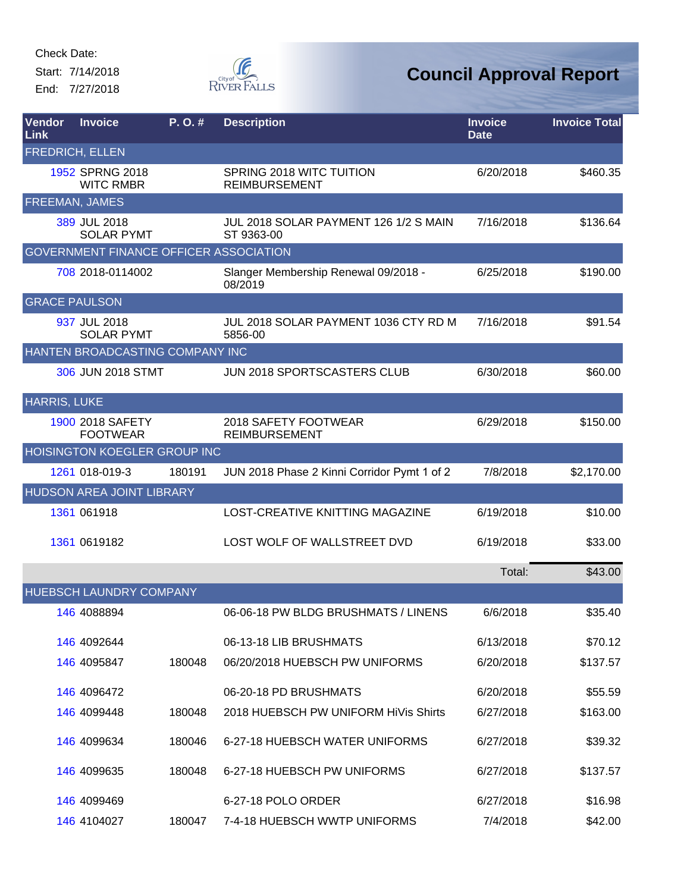Check Date:

Start: 7/14/2018

End: 7/27/2018

# Council Approval Report

| Vendor Link | Invoice | P. O. # | Description | Invoice Date | Invoice Total |
|---|---|---|---|---|---|
| FREDRICH, ELLEN | | | | | |
| 1952 | SPRNG 2018 WITC RMBR | | SPRING 2018 WITC TUITION REIMBURSEMENT | 6/20/2018 | $460.35 |
| FREEMAN, JAMES | | | | | |
| 389 | JUL 2018 SOLAR PYMT | | JUL 2018 SOLAR PAYMENT 126 1/2 S MAIN ST 9363-00 | 7/16/2018 | $136.64 |
| GOVERNMENT FINANCE OFFICER ASSOCIATION | | | | | |
| 708 | 2018-0114002 | | Slanger Membership Renewal 09/2018 - 08/2019 | 6/25/2018 | $190.00 |
| GRACE PAULSON | | | | | |
| 937 | JUL 2018 SOLAR PYMT | | JUL 2018 SOLAR PAYMENT 1036 CTY RD M 5856-00 | 7/16/2018 | $91.54 |
| HANTEN BROADCASTING COMPANY INC | | | | | |
| 306 | JUN 2018 STMT | | JUN 2018 SPORTSCASTERS CLUB | 6/30/2018 | $60.00 |
| HARRIS, LUKE | | | | | |
| 1900 | 2018 SAFETY FOOTWEAR | | 2018 SAFETY FOOTWEAR REIMBURSEMENT | 6/29/2018 | $150.00 |
| HOISINGTON KOEGLER GROUP INC | | | | | |
| 1261 | 018-019-3 | 180191 | JUN 2018 Phase 2 Kinni Corridor Pymt 1 of 2 | 7/8/2018 | $2,170.00 |
| HUDSON AREA JOINT LIBRARY | | | | | |
| 1361 | 061918 | | LOST-CREATIVE KNITTING MAGAZINE | 6/19/2018 | $10.00 |
| 1361 | 0619182 | | LOST WOLF OF WALLSTREET DVD | 6/19/2018 | $33.00 |
| | | | | Total: | $43.00 |
| HUEBSCH LAUNDRY COMPANY | | | | | |
| 146 | 4088894 | | 06-06-18 PW BLDG BRUSHMATS / LINENS | 6/6/2018 | $35.40 |
| 146 | 4092644 | | 06-13-18 LIB BRUSHMATS | 6/13/2018 | $70.12 |
| 146 | 4095847 | 180048 | 06/20/2018 HUEBSCH PW UNIFORMS | 6/20/2018 | $137.57 |
| 146 | 4096472 | | 06-20-18 PD BRUSHMATS | 6/20/2018 | $55.59 |
| 146 | 4099448 | 180048 | 2018 HUEBSCH PW UNIFORM HiVis Shirts | 6/27/2018 | $163.00 |
| 146 | 4099634 | 180046 | 6-27-18 HUEBSCH WATER UNIFORMS | 6/27/2018 | $39.32 |
| 146 | 4099635 | 180048 | 6-27-18 HUEBSCH PW UNIFORMS | 6/27/2018 | $137.57 |
| 146 | 4099469 | | 6-27-18 POLO ORDER | 6/27/2018 | $16.98 |
| 146 | 4104027 | 180047 | 7-4-18 HUEBSCH WWTP UNIFORMS | 7/4/2018 | $42.00 |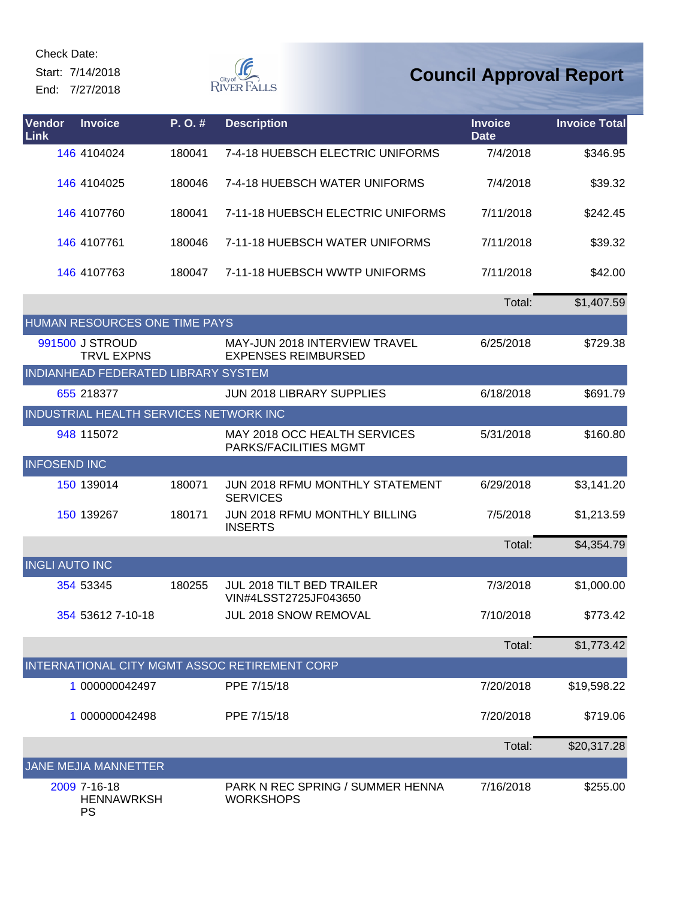Check Date:

Start: 7/14/2018

End: 7/27/2018

# Council Approval Report

| Vendor Link | Invoice | P. O. # | Description | Invoice Date | Invoice Total |
|---|---|---|---|---|---|
| 146 | 4104024 | 180041 | 7-4-18 HUEBSCH ELECTRIC UNIFORMS | 7/4/2018 | $346.95 |
| 146 | 4104025 | 180046 | 7-4-18 HUEBSCH WATER UNIFORMS | 7/4/2018 | $39.32 |
| 146 | 4107760 | 180041 | 7-11-18 HUEBSCH ELECTRIC UNIFORMS | 7/11/2018 | $242.45 |
| 146 | 4107761 | 180046 | 7-11-18 HUEBSCH WATER UNIFORMS | 7/11/2018 | $39.32 |
| 146 | 4107763 | 180047 | 7-11-18 HUEBSCH WWTP UNIFORMS | 7/11/2018 | $42.00 |
| | | | | Total: | $1,407.59 |
| HUMAN RESOURCES ONE TIME PAYS | | | | | |
| 991500 | J STROUD TRVL EXPNS | | MAY-JUN 2018 INTERVIEW TRAVEL EXPENSES REIMBURSED | 6/25/2018 | $729.38 |
| INDIANHEAD FEDERATED LIBRARY SYSTEM | | | | | |
| 655 | 218377 | | JUN 2018 LIBRARY SUPPLIES | 6/18/2018 | $691.79 |
| INDUSTRIAL HEALTH SERVICES NETWORK INC | | | | | |
| 948 | 115072 | | MAY 2018 OCC HEALTH SERVICES PARKS/FACILITIES MGMT | 5/31/2018 | $160.80 |
| INFOSEND INC | | | | | |
| 150 | 139014 | 180071 | JUN 2018 RFMU MONTHLY STATEMENT SERVICES | 6/29/2018 | $3,141.20 |
| 150 | 139267 | 180171 | JUN 2018 RFMU MONTHLY BILLING INSERTS | 7/5/2018 | $1,213.59 |
| | | | | Total: | $4,354.79 |
| INGLI AUTO INC | | | | | |
| 354 | 53345 | 180255 | JUL 2018 TILT BED TRAILER VIN#4LSST2725JF043650 | 7/3/2018 | $1,000.00 |
| 354 | 53612 7-10-18 | | JUL 2018 SNOW REMOVAL | 7/10/2018 | $773.42 |
| | | | | Total: | $1,773.42 |
| INTERNATIONAL CITY MGMT ASSOC RETIREMENT CORP | | | | | |
| 1 | 000000042497 | | PPE 7/15/18 | 7/20/2018 | $19,598.22 |
| 1 | 000000042498 | | PPE 7/15/18 | 7/20/2018 | $719.06 |
| | | | | Total: | $20,317.28 |
| JANE MEJIA MANNETTER | | | | | |
| 2009 | 7-16-18 HENNAWRKSHPS | | PARK N REC SPRING / SUMMER HENNA WORKSHOPS | 7/16/2018 | $255.00 |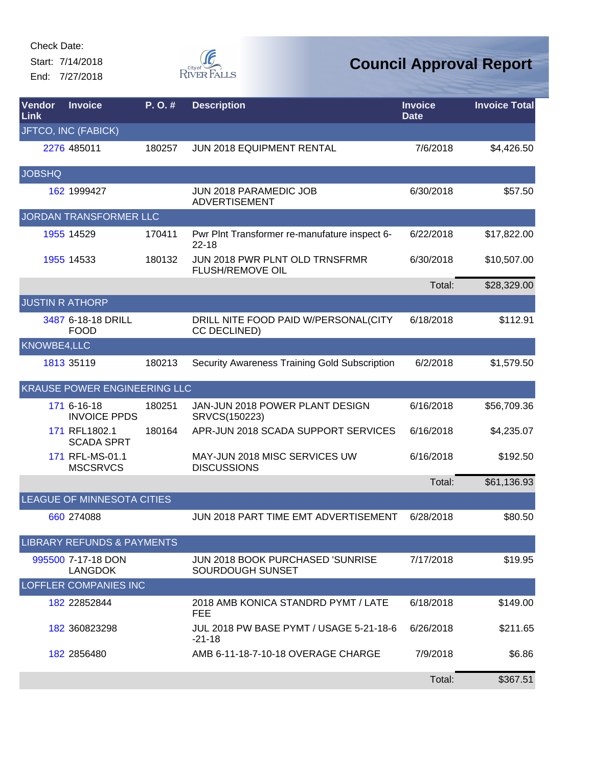Check Date:

Start: 7/14/2018

End: 7/27/2018

# Council Approval Report

| Vendor Link | Invoice | P. O. # | Description | Invoice Date | Invoice Total |
|---|---|---|---|---|---|
| JFTCO, INC (FABICK) | | | | | |
| 2276 | 485011 | 180257 | JUN 2018 EQUIPMENT RENTAL | 7/6/2018 | $4,426.50 |
| JOBSHQ | | | | | |
| 162 | 1999427 | | JUN 2018 PARAMEDIC JOB ADVERTISEMENT | 6/30/2018 | $57.50 |
| JORDAN TRANSFORMER LLC | | | | | |
| 1955 | 14529 | 170411 | Pwr Plnt Transformer re-manufature inspect 6-22-18 | 6/22/2018 | $17,822.00 |
| 1955 | 14533 | 180132 | JUN 2018 PWR PLNT OLD TRNSFRMR FLUSH/REMOVE OIL | 6/30/2018 | $10,507.00 |
| | | | | Total: | $28,329.00 |
| JUSTIN R ATHORP | | | | | |
| 3487 | 6-18-18 DRILL FOOD | | DRILL NITE FOOD PAID W/PERSONAL(CITY CC DECLINED) | 6/18/2018 | $112.91 |
| KNOWBE4,LLC | | | | | |
| 1813 | 35119 | 180213 | Security Awareness Training Gold Subscription | 6/2/2018 | $1,579.50 |
| KRAUSE POWER ENGINEERING LLC | | | | | |
| 171 | 6-16-18 INVOICE PPDS | 180251 | JAN-JUN 2018 POWER PLANT DESIGN SRVCS(150223) | 6/16/2018 | $56,709.36 |
| 171 | RFL1802.1 SCADA SPRT | 180164 | APR-JUN 2018 SCADA SUPPORT SERVICES | 6/16/2018 | $4,235.07 |
| 171 | RFL-MS-01.1 MSCSRVCS | | MAY-JUN 2018 MISC SERVICES UW DISCUSSIONS | 6/16/2018 | $192.50 |
| | | | | Total: | $61,136.93 |
| LEAGUE OF MINNESOTA CITIES | | | | | |
| 660 | 274088 | | JUN 2018 PART TIME EMT ADVERTISEMENT | 6/28/2018 | $80.50 |
| LIBRARY REFUNDS & PAYMENTS | | | | | |
| 995500 | 7-17-18 DON LANGDOK | | JUN 2018 BOOK PURCHASED 'SUNRISE SOURDOUGH SUNSET | 7/17/2018 | $19.95 |
| LOFFLER COMPANIES INC | | | | | |
| 182 | 22852844 | | 2018 AMB KONICA STANDRD PYMT / LATE FEE | 6/18/2018 | $149.00 |
| 182 | 360823298 | | JUL 2018 PW BASE PYMT / USAGE 5-21-18-6-21-18 | 6/26/2018 | $211.65 |
| 182 | 2856480 | | AMB 6-11-18-7-10-18 OVERAGE CHARGE | 7/9/2018 | $6.86 |
| | | | | Total: | $367.51 |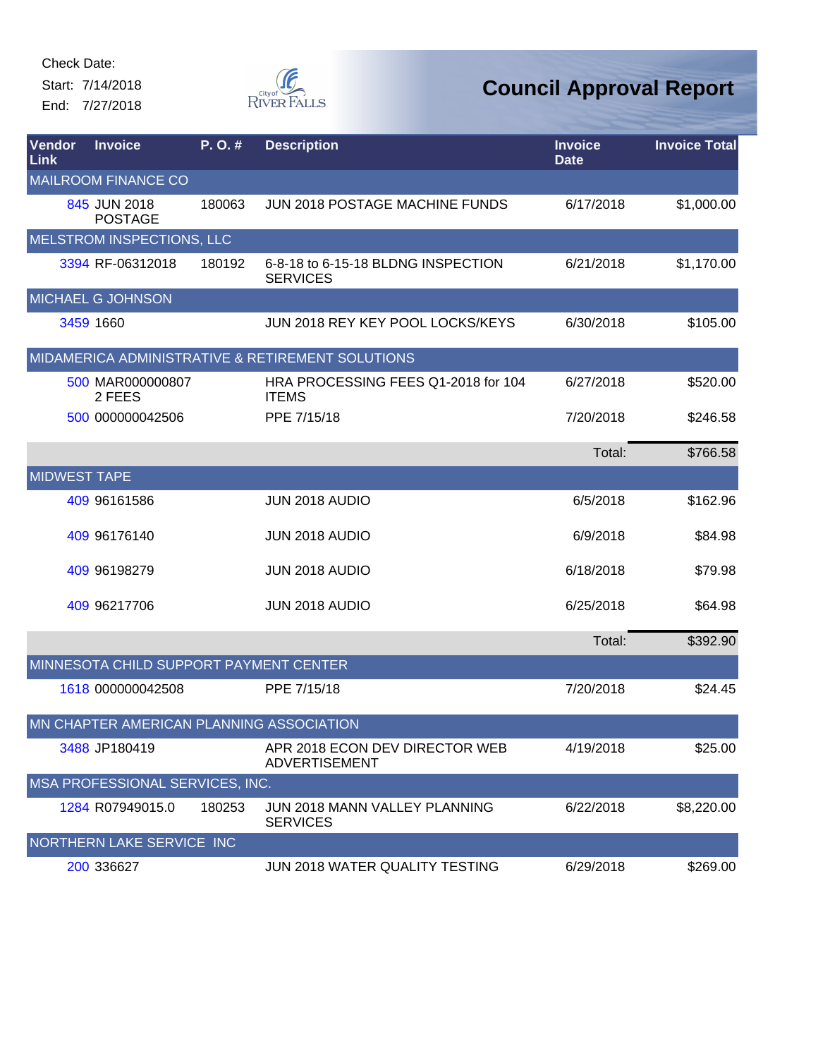Check Date:

Start: 7/14/2018

End: 7/27/2018

# Council Approval Report

| Vendor Link | Invoice | P. O. # | Description | Invoice Date | Invoice Total |
|---|---|---|---|---|---|
| MAILROOM FINANCE CO | | | | | |
| 845 | JUN 2018 POSTAGE | 180063 | JUN 2018 POSTAGE MACHINE FUNDS | 6/17/2018 | $1,000.00 |
| MELSTROM INSPECTIONS, LLC | | | | | |
| 3394 | RF-06312018 | 180192 | 6-8-18 to 6-15-18 BLDNG INSPECTION SERVICES | 6/21/2018 | $1,170.00 |
| MICHAEL G JOHNSON | | | | | |
| 3459 | 1660 | | JUN 2018 REY KEY POOL LOCKS/KEYS | 6/30/2018 | $105.00 |
| MIDAMERICA ADMINISTRATIVE & RETIREMENT SOLUTIONS | | | | | |
| 500 | MAR0000008072 FEES | | HRA PROCESSING FEES Q1-2018 for 104 ITEMS | 6/27/2018 | $520.00 |
| 500 | 000000042506 | | PPE 7/15/18 | 7/20/2018 | $246.58 |
| | | | | Total: | $766.58 |
| MIDWEST TAPE | | | | | |
| 409 | 96161586 | | JUN 2018 AUDIO | 6/5/2018 | $162.96 |
| 409 | 96176140 | | JUN 2018 AUDIO | 6/9/2018 | $84.98 |
| 409 | 96198279 | | JUN 2018 AUDIO | 6/18/2018 | $79.98 |
| 409 | 96217706 | | JUN 2018 AUDIO | 6/25/2018 | $64.98 |
| | | | | Total: | $392.90 |
| MINNESOTA CHILD SUPPORT PAYMENT CENTER | | | | | |
| 1618 | 000000042508 | | PPE 7/15/18 | 7/20/2018 | $24.45 |
| MN CHAPTER AMERICAN PLANNING ASSOCIATION | | | | | |
| 3488 | JP180419 | | APR 2018 ECON DEV DIRECTOR WEB ADVERTISEMENT | 4/19/2018 | $25.00 |
| MSA PROFESSIONAL SERVICES, INC. | | | | | |
| 1284 | R07949015.0 | 180253 | JUN 2018 MANN VALLEY PLANNING SERVICES | 6/22/2018 | $8,220.00 |
| NORTHERN LAKE SERVICE INC | | | | | |
| 200 | 336627 | | JUN 2018 WATER QUALITY TESTING | 6/29/2018 | $269.00 |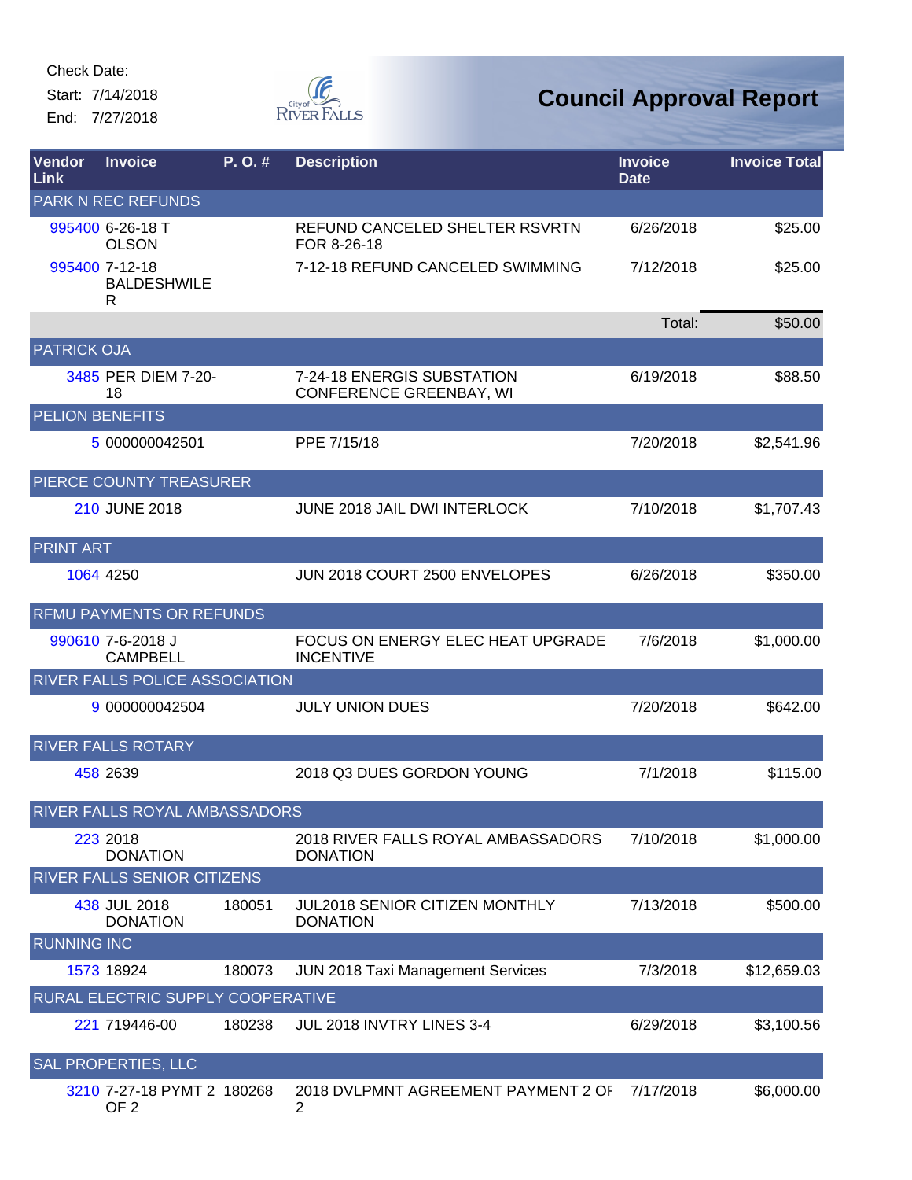Check Date:

Start: 7/14/2018

End: 7/27/2018

City of River Falls

# Council Approval Report

| Vendor Link | Invoice | P. O. # | Description | Invoice Date | Invoice Total |
|---|---|---|---|---|---|
| **PARK N REC REFUNDS** | | | | | |
| 995400 | 6-26-18 T OLSON | | REFUND CANCELED SHELTER RSVRTN FOR 8-26-18 | 6/26/2018 | $25.00 |
| 995400 | 7-12-18 BALDESHWILER | | 7-12-18 REFUND CANCELED SWIMMING | 7/12/2018 | $25.00 |
| | | | | Total: | $50.00 |
| **PATRICK OJA** | | | | | |
| 3485 | PER DIEM 7-20-18 | | 7-24-18 ENERGIS SUBSTATION CONFERENCE GREENBAY, WI | 6/19/2018 | $88.50 |
| **PELION BENEFITS** | | | | | |
| 5 | 000000042501 | | PPE 7/15/18 | 7/20/2018 | $2,541.96 |
| **PIERCE COUNTY TREASURER** | | | | | |
| 210 | JUNE 2018 | | JUNE 2018 JAIL DWI INTERLOCK | 7/10/2018 | $1,707.43 |
| **PRINT ART** | | | | | |
| 1064 | 4250 | | JUN 2018 COURT 2500 ENVELOPES | 6/26/2018 | $350.00 |
| **RFMU PAYMENTS OR REFUNDS** | | | | | |
| 990610 | 7-6-2018 J CAMPBELL | | FOCUS ON ENERGY ELEC HEAT UPGRADE INCENTIVE | 7/6/2018 | $1,000.00 |
| **RIVER FALLS POLICE ASSOCIATION** | | | | | |
| 9 | 000000042504 | | JULY UNION DUES | 7/20/2018 | $642.00 |
| **RIVER FALLS ROTARY** | | | | | |
| 458 | 2639 | | 2018 Q3 DUES GORDON YOUNG | 7/1/2018 | $115.00 |
| **RIVER FALLS ROYAL AMBASSADORS** | | | | | |
| 223 | 2018 DONATION | | 2018 RIVER FALLS ROYAL AMBASSADORS DONATION | 7/10/2018 | $1,000.00 |
| **RIVER FALLS SENIOR CITIZENS** | | | | | |
| 438 | JUL 2018 DONATION | 180051 | JUL2018 SENIOR CITIZEN MONTHLY DONATION | 7/13/2018 | $500.00 |
| **RUNNING INC** | | | | | |
| 1573 | 18924 | 180073 | JUN 2018 Taxi Management Services | 7/3/2018 | $12,659.03 |
| **RURAL ELECTRIC SUPPLY COOPERATIVE** | | | | | |
| 221 | 719446-00 | 180238 | JUL 2018 INVTRY LINES 3-4 | 6/29/2018 | $3,100.56 |
| **SAL PROPERTIES, LLC** | | | | | |
| 3210 | 7-27-18 PYMT 2 OF 2 | 180268 | 2018 DVLPMNT AGREEMENT PAYMENT 2 OF 2 | 7/17/2018 | $6,000.00 |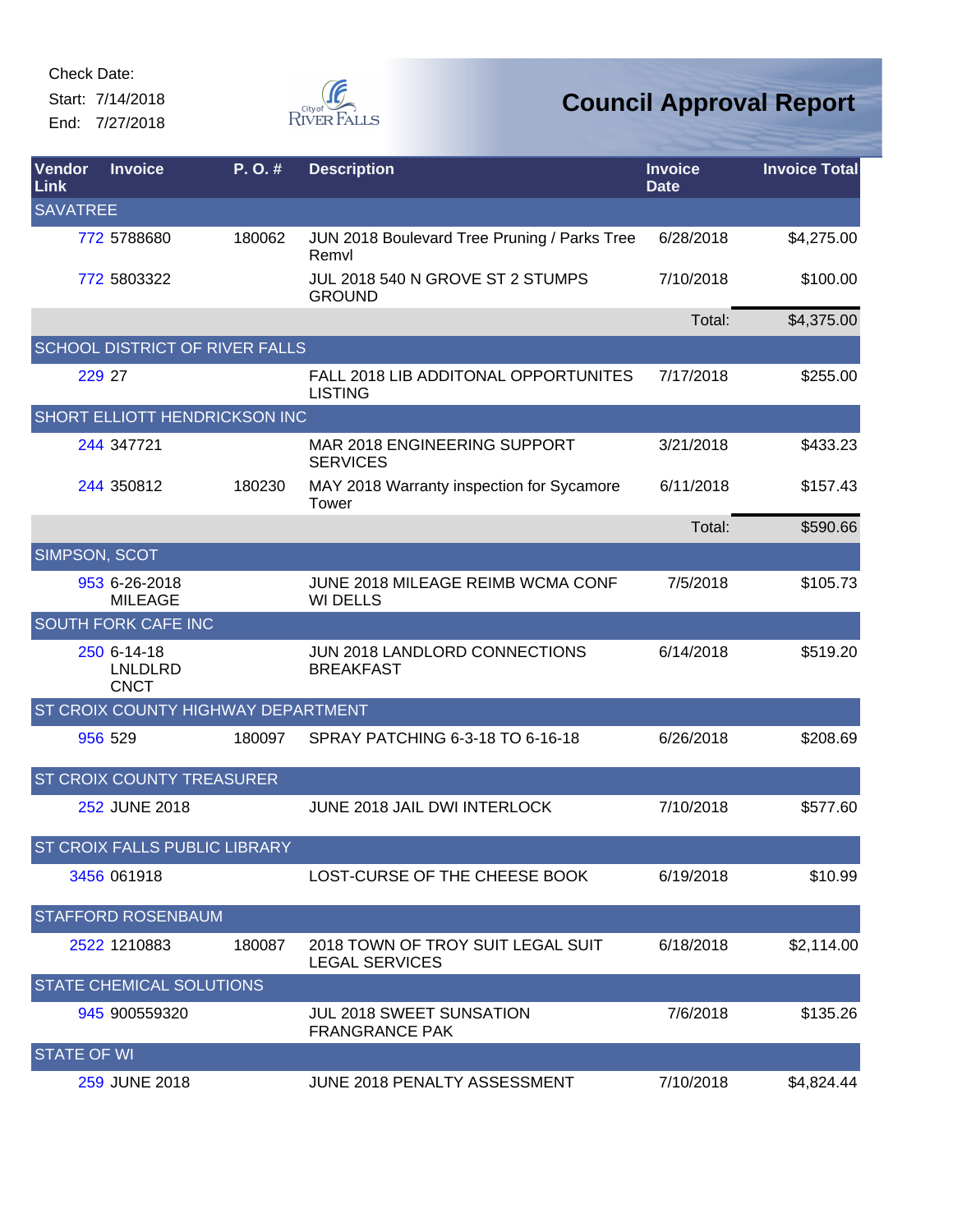Check Date:

Start: 7/14/2018

End: 7/27/2018

# Council Approval Report

| Vendor Link | Invoice | P. O. # | Description | Invoice Date | Invoice Total |
|---|---|---|---|---|---|
| SAVATREE | | | | | |
| 772 | 5788680 | 180062 | JUN 2018 Boulevard Tree Pruning / Parks Tree Remvl | 6/28/2018 | $4,275.00 |
| 772 | 5803322 | | JUL 2018 540 N GROVE ST 2 STUMPS GROUND | 7/10/2018 | $100.00 |
| | | | | Total: | $4,375.00 |
| SCHOOL DISTRICT OF RIVER FALLS | | | | | |
| 229 | 27 | | FALL 2018 LIB ADDITONAL OPPORTUNITES LISTING | 7/17/2018 | $255.00 |
| SHORT ELLIOTT HENDRICKSON INC | | | | | |
| 244 | 347721 | | MAR 2018 ENGINEERING SUPPORT SERVICES | 3/21/2018 | $433.23 |
| 244 | 350812 | 180230 | MAY 2018 Warranty inspection for Sycamore Tower | 6/11/2018 | $157.43 |
| | | | | Total: | $590.66 |
| SIMPSON, SCOT | | | | | |
| 953 | 6-26-2018 MILEAGE | | JUNE 2018 MILEAGE REIMB WCMA CONF WI DELLS | 7/5/2018 | $105.73 |
| SOUTH FORK CAFE INC | | | | | |
| 250 | 6-14-18 LNLDLRD CNCT | | JUN 2018 LANDLORD CONNECTIONS BREAKFAST | 6/14/2018 | $519.20 |
| ST CROIX COUNTY HIGHWAY DEPARTMENT | | | | | |
| 956 | 529 | 180097 | SPRAY PATCHING 6-3-18 TO 6-16-18 | 6/26/2018 | $208.69 |
| ST CROIX COUNTY TREASURER | | | | | |
| 252 | JUNE 2018 | | JUNE 2018 JAIL DWI INTERLOCK | 7/10/2018 | $577.60 |
| ST CROIX FALLS PUBLIC LIBRARY | | | | | |
| 3456 | 061918 | | LOST-CURSE OF THE CHEESE BOOK | 6/19/2018 | $10.99 |
| STAFFORD ROSENBAUM | | | | | |
| 2522 | 1210883 | 180087 | 2018 TOWN OF TROY SUIT LEGAL SUIT LEGAL SERVICES | 6/18/2018 | $2,114.00 |
| STATE CHEMICAL SOLUTIONS | | | | | |
| 945 | 900559320 | | JUL 2018 SWEET SUNSATION FRANGRANCE PAK | 7/6/2018 | $135.26 |
| STATE OF WI | | | | | |
| 259 | JUNE 2018 | | JUNE 2018 PENALTY ASSESSMENT | 7/10/2018 | $4,824.44 |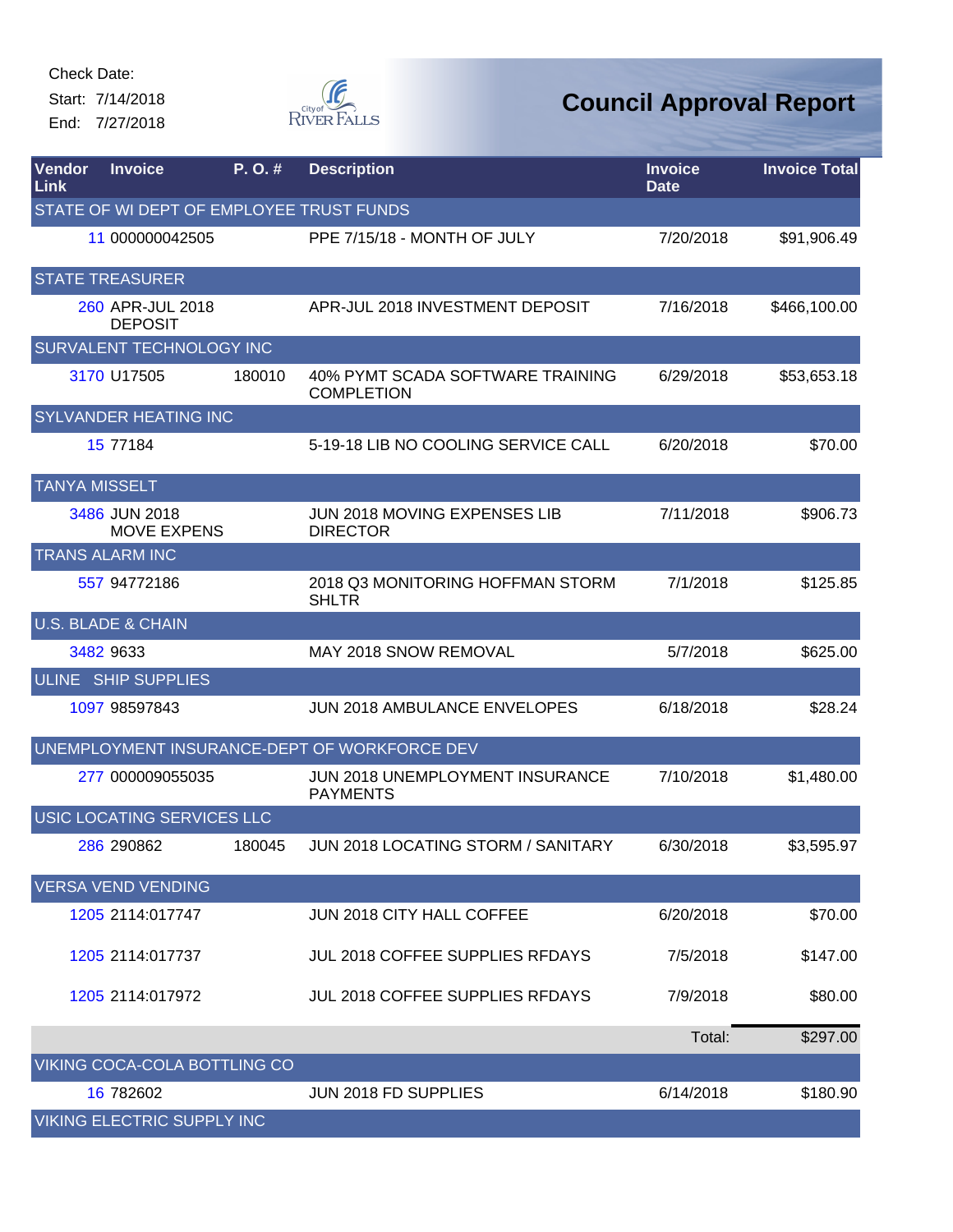Check Date:

Start: 7/14/2018

End: 7/27/2018

# Council Approval Report

| Vendor Link | Invoice | P. O. # | Description | Invoice Date | Invoice Total |
|---|---|---|---|---|---|
| STATE OF WI DEPT OF EMPLOYEE TRUST FUNDS | | | | | |
| 11 | 000000042505 | | PPE 7/15/18 - MONTH OF JULY | 7/20/2018 | $91,906.49 |
| STATE TREASURER | | | | | |
| 260 | APR-JUL 2018 DEPOSIT | | APR-JUL 2018 INVESTMENT DEPOSIT | 7/16/2018 | $466,100.00 |
| SURVALENT TECHNOLOGY INC | | | | | |
| 3170 | U17505 | 180010 | 40% PYMT SCADA SOFTWARE TRAINING COMPLETION | 6/29/2018 | $53,653.18 |
| SYLVANDER HEATING INC | | | | | |
| 15 | 77184 | | 5-19-18 LIB NO COOLING SERVICE CALL | 6/20/2018 | $70.00 |
| TANYA MISSELT | | | | | |
| 3486 | JUN 2018 MOVE EXPENS | | JUN 2018 MOVING EXPENSES LIB DIRECTOR | 7/11/2018 | $906.73 |
| TRANS ALARM INC | | | | | |
| 557 | 94772186 | | 2018 Q3 MONITORING HOFFMAN STORM SHLTR | 7/1/2018 | $125.85 |
| U.S. BLADE & CHAIN | | | | | |
| 3482 | 9633 | | MAY 2018 SNOW REMOVAL | 5/7/2018 | $625.00 |
| ULINE SHIP SUPPLIES | | | | | |
| 1097 | 98597843 | | JUN 2018 AMBULANCE ENVELOPES | 6/18/2018 | $28.24 |
| UNEMPLOYMENT INSURANCE-DEPT OF WORKFORCE DEV | | | | | |
| 277 | 000009055035 | | JUN 2018 UNEMPLOYMENT INSURANCE PAYMENTS | 7/10/2018 | $1,480.00 |
| USIC LOCATING SERVICES LLC | | | | | |
| 286 | 290862 | 180045 | JUN 2018 LOCATING STORM / SANITARY | 6/30/2018 | $3,595.97 |
| VERSA VEND VENDING | | | | | |
| 1205 | 2114:017747 | | JUN 2018 CITY HALL COFFEE | 6/20/2018 | $70.00 |
| 1205 | 2114:017737 | | JUL 2018 COFFEE SUPPLIES RFDAYS | 7/5/2018 | $147.00 |
| 1205 | 2114:017972 | | JUL 2018 COFFEE SUPPLIES RFDAYS | 7/9/2018 | $80.00 |
| | | | | Total: | $297.00 |
| VIKING COCA-COLA BOTTLING CO | | | | | |
| 16 | 782602 | | JUN 2018 FD SUPPLIES | 6/14/2018 | $180.90 |
| VIKING ELECTRIC SUPPLY INC | | | | | |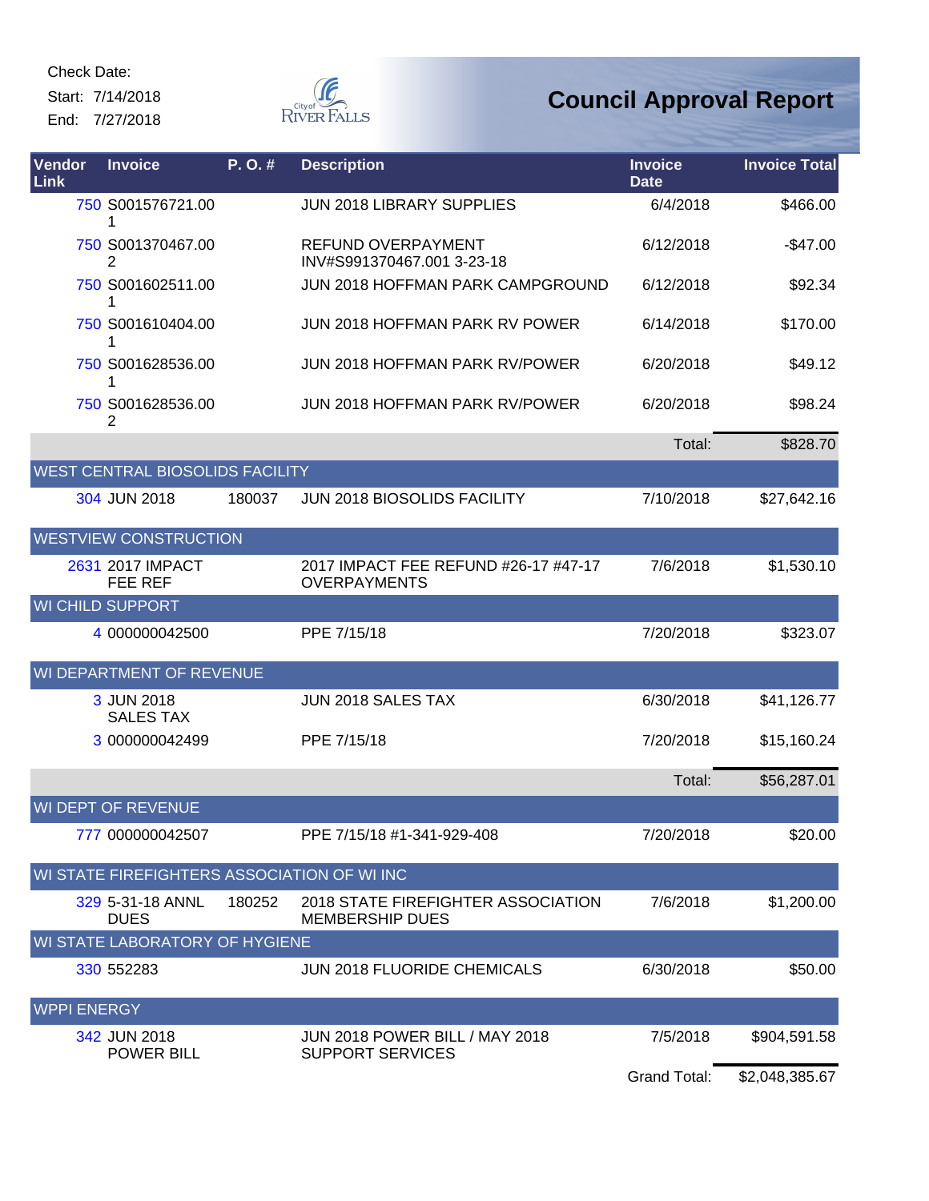Check Date:

Start: 7/14/2018

End: 7/27/2018

# Council Approval Report

| Vendor Link | Invoice | P. O. # | Description | Invoice Date | Invoice Total |
|---|---|---|---|---|---|
| 750 | S001576721.001 | | JUN 2018 LIBRARY SUPPLIES | 6/4/2018 | $466.00 |
| 750 | S001370467.002 | | REFUND OVERPAYMENT INV#S991370467.001 3-23-18 | 6/12/2018 | -$47.00 |
| 750 | S001602511.001 | | JUN 2018 HOFFMAN PARK CAMPGROUND | 6/12/2018 | $92.34 |
| 750 | S001610404.001 | | JUN 2018 HOFFMAN PARK RV POWER | 6/14/2018 | $170.00 |
| 750 | S001628536.001 | | JUN 2018 HOFFMAN PARK RV/POWER | 6/20/2018 | $49.12 |
| 750 | S001628536.002 | | JUN 2018 HOFFMAN PARK RV/POWER | 6/20/2018 | $98.24 |
| | | | | Total: | $828.70 |
| **WEST CENTRAL BIOSOLIDS FACILITY** | | | | | |
| 304 | JUN 2018 | 180037 | JUN 2018 BIOSOLIDS FACILITY | 7/10/2018 | $27,642.16 |
| **WESTVIEW CONSTRUCTION** | | | | | |
| 2631 | 2017 IMPACT FEE REF | | 2017 IMPACT FEE REFUND #26-17 #47-17 OVERPAYMENTS | 7/6/2018 | $1,530.10 |
| **WI CHILD SUPPORT** | | | | | |
| 4 | 000000042500 | | PPE 7/15/18 | 7/20/2018 | $323.07 |
| **WI DEPARTMENT OF REVENUE** | | | | | |
| 3 | JUN 2018 SALES TAX | | JUN 2018 SALES TAX | 6/30/2018 | $41,126.77 |
| 3 | 000000042499 | | PPE 7/15/18 | 7/20/2018 | $15,160.24 |
| | | | | Total: | $56,287.01 |
| **WI DEPT OF REVENUE** | | | | | |
| 777 | 000000042507 | | PPE 7/15/18 #1-341-929-408 | 7/20/2018 | $20.00 |
| **WI STATE FIREFIGHTERS ASSOCIATION OF WI INC** | | | | | |
| 329 | 5-31-18 ANNL DUES | 180252 | 2018 STATE FIREFIGHTER ASSOCIATION MEMBERSHIP DUES | 7/6/2018 | $1,200.00 |
| **WI STATE LABORATORY OF HYGIENE** | | | | | |
| 330 | 552283 | | JUN 2018 FLUORIDE CHEMICALS | 6/30/2018 | $50.00 |
| **WPPI ENERGY** | | | | | |
| 342 | JUN 2018 POWER BILL | | JUN 2018 POWER BILL / MAY 2018 SUPPORT SERVICES | 7/5/2018 | $904,591.58 |
| | | | | Grand Total: | $2,048,385.67 |